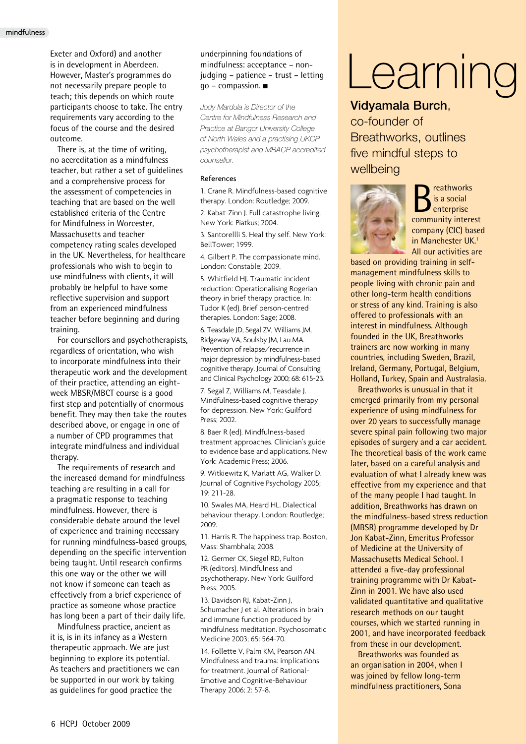Exeter and Oxford) and another is in development in Aberdeen. However, Master's programmes do not necessarily prepare people to teach; this depends on which route participants choose to take. The entry requirements vary according to the focus of the course and the desired outcome.

There is, at the time of writing, no accreditation as a mindfulness teacher, but rather a set of guidelines and a comprehensive process for the assessment of competencies in teaching that are based on the well established criteria of the Centre for Mindfulness in Worcester, Massachusetts and teacher competency rating scales developed in the UK. Nevertheless, for healthcare professionals who wish to begin to use mindfulness with clients, it will probably be helpful to have some reflective supervision and support from an experienced mindfulness teacher before beginning and during training.

For counsellors and psychotherapists, regardless of orientation, who wish to incorporate mindfulness into their therapeutic work and the development of their practice, attending an eight-week MBSR/MBCT course is a good first step and potentially of enormous benefit. They may then take the routes described above, or engage in one of a number of CPD programmes that integrate mindfulness and individual therapy.

The requirements of research and the increased demand for mindfulness teaching are resulting in a call for a pragmatic response to teaching mindfulness. However, there is considerable debate around the level of experience and training necessary for running mindfulness-based groups, depending on the specific intervention being taught. Until research confirms this one way or the other we will not know if someone can teach as effectively from a brief experience of practice as someone whose practice has long been a part of their daily life.

Mindfulness practice, ancient as it is, is in its infancy as a Western therapeutic approach. We are just beginning to explore its potential. As teachers and practitioners we can be supported in our work by taking as guidelines for good practice the underpinning foundations of mindfulness: acceptance – non-judging – patience – trust – letting go – compassion. ■

*Jody Mardula is Director of the Centre for Mindfulness Research and Practice at Bangor University College of North Wales and a practising UKCP psychotherapist and MBACP accredited counsellor.*

#### References

1. Crane R. Mindfulness-based cognitive therapy. London: Routledge; 2009.
2. Kabat-Zinn J. Full catastrophe living. New York: Piatkus; 2004.
3. Santorellli S. Heal thy self. New York: BellTower; 1999.
4. Gilbert P. The compassionate mind. London: Constable; 2009.
5. Whitfield HJ. Traumatic incident reduction: Operationalising Rogerian theory in brief therapy practice. In: Tudor K (ed). Brief person-centred therapies. London: Sage; 2008.
6. Teasdale JD, Segal ZV, Williams JM, Ridgeway VA, Soulsby JM, Lau MA. Prevention of relapse/recurrence in major depression by mindfulness-based cognitive therapy. Journal of Consulting and Clinical Psychology 2000; 68: 615-23.
7. Segal Z, Williams M, Teasdale J. Mindfulness-based cognitive therapy for depression. New York: Guilford Press; 2002.
8. Baer R (ed). Mindfulness-based treatment approaches. Clinician's guide to evidence base and applications. New York: Academic Press; 2006.
9. Witkiewitz K, Marlatt AG, Walker D. Journal of Cognitive Psychology 2005; 19: 211-28.
10. Swales MA, Heard HL. Dialectical behaviour therapy. London: Routledge; 2009.
11. Harris R. The happiness trap. Boston, Mass: Shambhala; 2008.
12. Germer CK, Siegel RD, Fulton PR (editors). Mindfulness and psychotherapy. New York: Guilford Press; 2005.
13. Davidson RJ, Kabat-Zinn J, Schumacher J et al. Alterations in brain and immune function produced by mindfulness meditation. Psychosomatic Medicine 2003; 65: 564-70.
14. Follette V, Palm KM, Pearson AN. Mindfulness and trauma: implications for treatment. Journal of Rational-Emotive and Cognitive-Behaviour Therapy 2006; 2: 57-8.

# Learning

**Vidyamala Burch**, co-founder of Breathworks, outlines five mindful steps to wellbeing

Breathworks is a social enterprise community interest company (CIC) based in Manchester UK.[1] All our activities are based on providing training in self-management mindfulness skills to people living with chronic pain and other long-term health conditions or stress of any kind. Training is also offered to professionals with an interest in mindfulness. Although founded in the UK, Breathworks trainers are now working in many countries, including Sweden, Brazil, Ireland, Germany, Portugal, Belgium, Holland, Turkey, Spain and Australasia.

Breathworks is unusual in that it emerged primarily from my personal experience of using mindfulness for over 20 years to successfully manage severe spinal pain following two major episodes of surgery and a car accident. The theoretical basis of the work came later, based on a careful analysis and evaluation of what I already knew was effective from my experience and that of the many people I had taught. In addition, Breathworks has drawn on the mindfulness-based stress reduction (MBSR) programme developed by Dr Jon Kabat-Zinn, Emeritus Professor of Medicine at the University of Massachusetts Medical School. I attended a five-day professional training programme with Dr Kabat-Zinn in 2001. We have also used validated quantitative and qualitative research methods on our taught courses, which we started running in 2001, and have incorporated feedback from these in our development.

Breathworks was founded as an organisation in 2004, when I was joined by fellow long-term mindfulness practitioners, Sona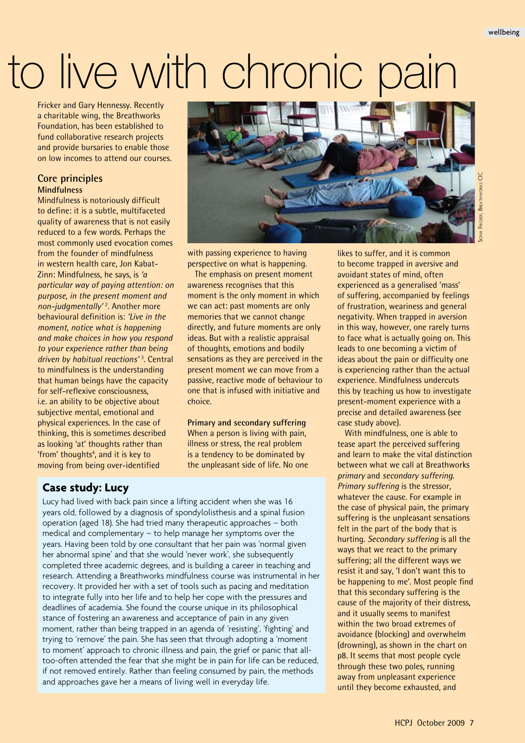# to live with chronic pain

Fricker and Gary Hennessy. Recently a charitable wing, the Breathworks Foundation, has been established to fund collaborative research projects and provide bursaries to enable those on low incomes to attend our courses.

## Core principles

### Mindfulness

Mindfulness is notoriously difficult to define: it is a subtle, multifaceted quality of awareness that is not easily reduced to a few words. Perhaps the most commonly used evocation comes from the founder of mindfulness in western health care, Jon Kabat-Zinn: Mindfulness, he says, is *'a particular way of paying attention: on purpose, in the present moment and non-judgmentally'* [2]. Another more behavioural definition is: *'Live in the moment, notice what is happening and make choices in how you respond to your experience rather than being driven by habitual reactions'* [3]. Central to mindfulness is the understanding that human beings have the capacity for self-reflexive consciousness, i.e. an ability to be objective about subjective mental, emotional and physical experiences. In the case of thinking, this is sometimes described as looking 'at' thoughts rather than 'from' thoughts[4], and it is key to moving from being over-identified with passing experience to having perspective on what is happening.

The emphasis on present moment awareness recognises that this moment is the only moment in which we can act: past moments are only memories that we cannot change directly, and future moments are only ideas. But with a realistic appraisal of thoughts, emotions and bodily sensations as they are perceived in the present moment we can move from a passive, reactive mode of behaviour to one that is infused with initiative and choice.

### Primary and secondary suffering

When a person is living with pain, illness or stress, the real problem is a tendency to be dominated by the unpleasant side of life. No one likes to suffer, and it is common to become trapped in aversive and avoidant states of mind, often experienced as a generalised 'mass' of suffering, accompanied by feelings of frustration, weariness and general negativity. When trapped in aversion in this way, however, one rarely turns to face what is actually going on. This leads to one becoming a victim of ideas about the pain or difficulty one is experiencing rather than the actual experience. Mindfulness undercuts this by teaching us how to investigate present-moment experience with a precise and detailed awareness (see case study above).

With mindfulness, one is able to tease apart the perceived suffering and learn to make the vital distinction between what we call at Breathworks *primary* and *secondary suffering*. *Primary suffering* is the stressor, whatever the cause. For example in the case of physical pain, the primary suffering is the unpleasant sensations felt in the part of the body that is hurting. *Secondary suffering* is all the ways that we react to the primary suffering; all the different ways we resist it and say, 'I don't want this to be happening to me'. Most people find that this secondary suffering is the cause of the majority of their distress, and it usually seems to manifest within the two broad extremes of avoidance (blocking) and overwhelm (drowning), as shown in the chart on p8. It seems that most people cycle through these two poles, running away from unpleasant experience until they become exhausted, and

## Case study: Lucy

Lucy had lived with back pain since a lifting accident when she was 16 years old, followed by a diagnosis of spondylolisthesis and a spinal fusion operation (aged 18). She had tried many therapeutic approaches – both medical and complementary – to help manage her symptoms over the years. Having been told by one consultant that her pain was 'normal given her abnormal spine' and that she would 'never work', she subsequently completed three academic degrees, and is building a career in teaching and research. Attending a Breathworks mindfulness course was instrumental in her recovery. It provided her with a set of tools such as pacing and meditation to integrate fully into her life and to help her cope with the pressures and deadlines of academia. She found the course unique in its philosophical stance of fostering an awareness and acceptance of pain in any given moment, rather than being trapped in an agenda of 'resisting', 'fighting' and trying to 'remove' the pain. She has seen that through adopting a 'moment to moment' approach to chronic illness and pain, the grief or panic that all-too-often attended the fear that she might be in pain for life can be reduced, if not removed entirely. Rather than feeling consumed by pain, the methods and approaches gave her a means of living well in everyday life.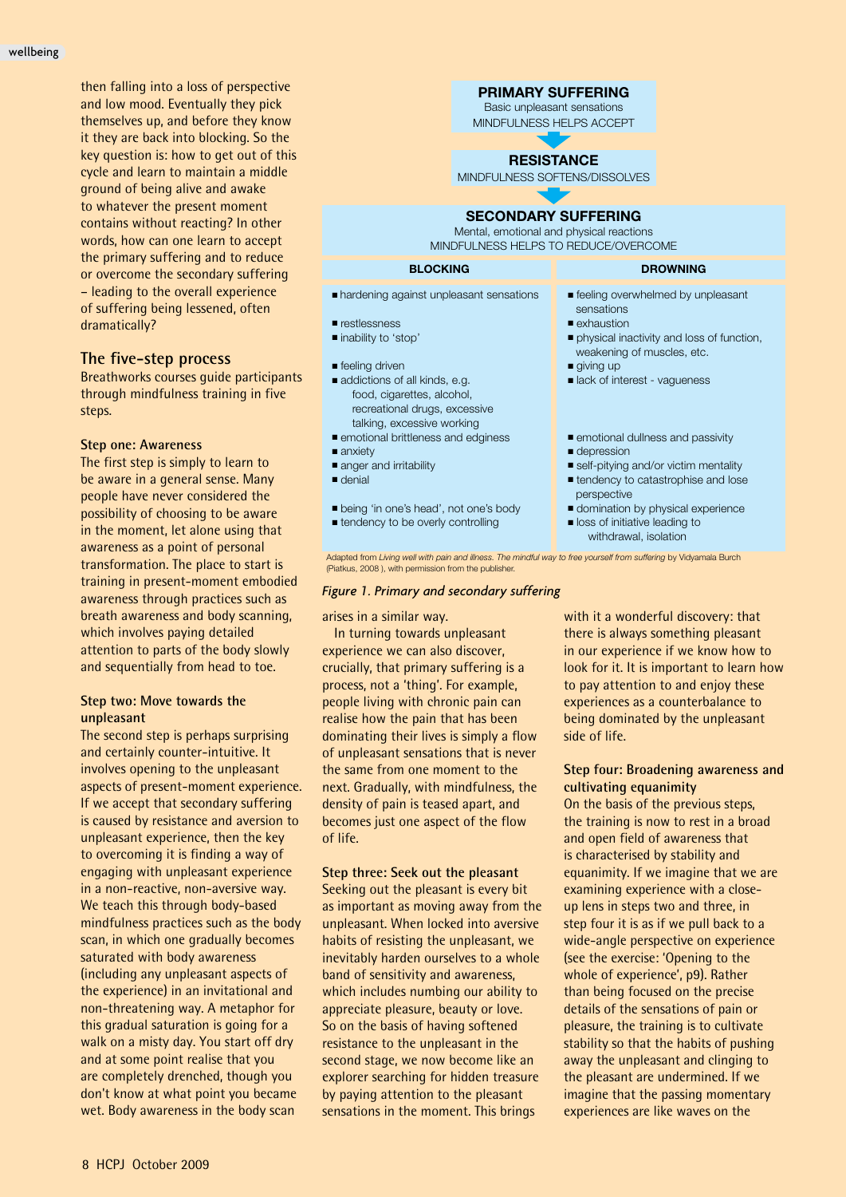then falling into a loss of perspective and low mood. Eventually they pick themselves up, and before they know it they are back into blocking. So the key question is: how to get out of this cycle and learn to maintain a middle ground of being alive and awake to whatever the present moment contains without reacting? In other words, how can one learn to accept the primary suffering and to reduce or overcome the secondary suffering – leading to the overall experience of suffering being lessened, often dramatically?

## The five-step process

Breathworks courses guide participants through mindfulness training in five steps.

### Step one: Awareness

The first step is simply to learn to be aware in a general sense. Many people have never considered the possibility of choosing to be aware in the moment, let alone using that awareness as a point of personal transformation. The place to start is training in present-moment embodied awareness through practices such as breath awareness and body scanning, which involves paying detailed attention to parts of the body slowly and sequentially from head to toe.

### Step two: Move towards the unpleasant

The second step is perhaps surprising and certainly counter-intuitive. It involves opening to the unpleasant aspects of present-moment experience. If we accept that secondary suffering is caused by resistance and aversion to unpleasant experience, then the key to overcoming it is finding a way of engaging with unpleasant experience in a non-reactive, non-aversive way. We teach this through body-based mindfulness practices such as the body scan, in which one gradually becomes saturated with body awareness (including any unpleasant aspects of the experience) in an invitational and non-threatening way. A metaphor for this gradual saturation is going for a walk on a misty day. You start off dry and at some point realise that you are completely drenched, though you don't know at what point you became wet. Body awareness in the body scan arises in a similar way.

**PRIMARY SUFFERING**
Basic unpleasant sensations
MINDFULNESS HELPS ACCEPT

↓

**RESISTANCE**
MINDFULNESS SOFTENS/DISSOLVES

↓

**SECONDARY SUFFERING**
Mental, emotional and physical reactions
MINDFULNESS HELPS TO REDUCE/OVERCOME

| BLOCKING | DROWNING |
|---|---|
| ■ hardening against unpleasant sensations | ■ feeling overwhelmed by unpleasant sensations |
| ■ restlessness<br>■ inability to 'stop' | ■ exhaustion<br>■ physical inactivity and loss of function, weakening of muscles, etc. |
| ■ feeling driven<br>■ addictions of all kinds, e.g. food, cigarettes, alcohol, recreational drugs, excessive talking, excessive working | ■ giving up<br>■ lack of interest - vagueness |
| ■ emotional brittleness and edginess<br>■ anxiety<br>■ anger and irritability<br>■ denial | ■ emotional dullness and passivity<br>■ depression<br>■ self-pitying and/or victim mentality<br>■ tendency to catastrophise and lose perspective |
| ■ being 'in one's head', not one's body<br>■ tendency to be overly controlling | ■ domination by physical experience<br>■ loss of initiative leading to withdrawal, isolation |

Adapted from *Living well with pain and illness. The mindful way to free yourself from suffering* by Vidyamala Burch (Piatkus, 2008 ), with permission from the publisher.

*Figure 1. Primary and secondary suffering*

In turning towards unpleasant experience we can also discover, crucially, that primary suffering is a process, not a 'thing'. For example, people living with chronic pain can realise how the pain that has been dominating their lives is simply a flow of unpleasant sensations that is never the same from one moment to the next. Gradually, with mindfulness, the density of pain is teased apart, and becomes just one aspect of the flow of life.

### Step three: Seek out the pleasant

Seeking out the pleasant is every bit as important as moving away from the unpleasant. When locked into aversive habits of resisting the unpleasant, we inevitably harden ourselves to a whole band of sensitivity and awareness, which includes numbing our ability to appreciate pleasure, beauty or love. So on the basis of having softened resistance to the unpleasant in the second stage, we now become like an explorer searching for hidden treasure by paying attention to the pleasant sensations in the moment. This brings with it a wonderful discovery: that there is always something pleasant in our experience if we know how to look for it. It is important to learn how to pay attention to and enjoy these experiences as a counterbalance to being dominated by the unpleasant side of life.

### Step four: Broadening awareness and cultivating equanimity

On the basis of the previous steps, the training is now to rest in a broad and open field of awareness that is characterised by stability and equanimity. If we imagine that we are examining experience with a close-up lens in steps two and three, in step four it is as if we pull back to a wide-angle perspective on experience (see the exercise: 'Opening to the whole of experience', p9). Rather than being focused on the precise details of the sensations of pain or pleasure, the training is to cultivate stability so that the habits of pushing away the unpleasant and clinging to the pleasant are undermined. If we imagine that the passing momentary experiences are like waves on the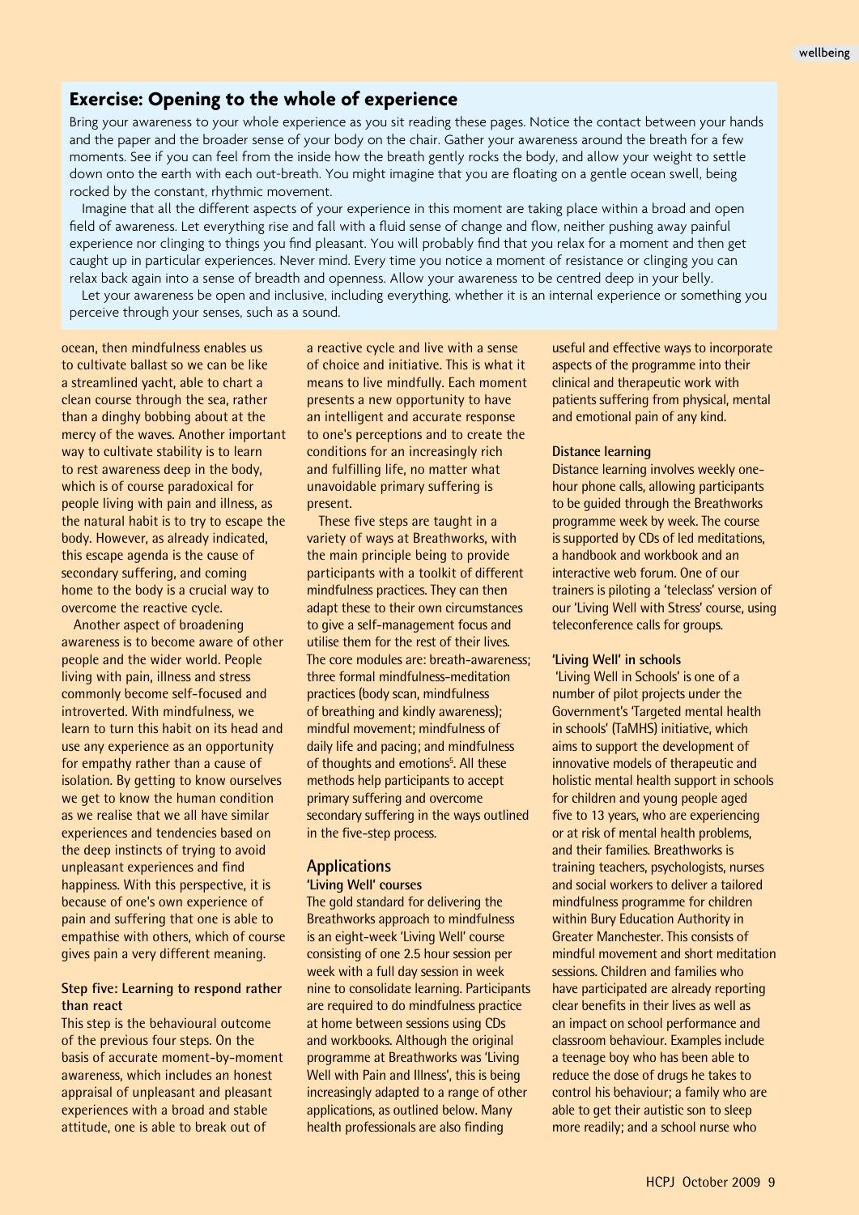## Exercise: Opening to the whole of experience

Bring your awareness to your whole experience as you sit reading these pages. Notice the contact between your hands and the paper and the broader sense of your body on the chair. Gather your awareness around the breath for a few moments. See if you can feel from the inside how the breath gently rocks the body, and allow your weight to settle down onto the earth with each out-breath. You might imagine that you are floating on a gentle ocean swell, being rocked by the constant, rhythmic movement.

Imagine that all the different aspects of your experience in this moment are taking place within a broad and open field of awareness. Let everything rise and fall with a fluid sense of change and flow, neither pushing away painful experience nor clinging to things you find pleasant. You will probably find that you relax for a moment and then get caught up in particular experiences. Never mind. Every time you notice a moment of resistance or clinging you can relax back again into a sense of breadth and openness. Allow your awareness to be centred deep in your belly.

Let your awareness be open and inclusive, including everything, whether it is an internal experience or something you perceive through your senses, such as a sound.

ocean, then mindfulness enables us to cultivate ballast so we can be like a streamlined yacht, able to chart a clean course through the sea, rather than a dinghy bobbing about at the mercy of the waves. Another important way to cultivate stability is to learn to rest awareness deep in the body, which is of course paradoxical for people living with pain and illness, as the natural habit is to try to escape the body. However, as already indicated, this escape agenda is the cause of secondary suffering, and coming home to the body is a crucial way to overcome the reactive cycle.

Another aspect of broadening awareness is to become aware of other people and the wider world. People living with pain, illness and stress commonly become self-focused and introverted. With mindfulness, we learn to turn this habit on its head and use any experience as an opportunity for empathy rather than a cause of isolation. By getting to know ourselves we get to know the human condition as we realise that we all have similar experiences and tendencies based on the deep instincts of trying to avoid unpleasant experiences and find happiness. With this perspective, it is because of one's own experience of pain and suffering that one is able to empathise with others, which of course gives pain a very different meaning.

### Step five: Learning to respond rather than react

This step is the behavioural outcome of the previous four steps. On the basis of accurate moment-by-moment awareness, which includes an honest appraisal of unpleasant and pleasant experiences with a broad and stable attitude, one is able to break out of a reactive cycle and live with a sense of choice and initiative. This is what it means to live mindfully. Each moment presents a new opportunity to have an intelligent and accurate response to one's perceptions and to create the conditions for an increasingly rich and fulfilling life, no matter what unavoidable primary suffering is present.

These five steps are taught in a variety of ways at Breathworks, with the main principle being to provide participants with a toolkit of different mindfulness practices. They can then adapt these to their own circumstances to give a self-management focus and utilise them for the rest of their lives. The core modules are: breath-awareness; three formal mindfulness-meditation practices (body scan, mindfulness of breathing and kindly awareness); mindful movement; mindfulness of daily life and pacing; and mindfulness of thoughts and emotions[5]. All these methods help participants to accept primary suffering and overcome secondary suffering in the ways outlined in the five-step process.

## Applications

### 'Living Well' courses

The gold standard for delivering the Breathworks approach to mindfulness is an eight-week 'Living Well' course consisting of one 2.5 hour session per week with a full day session in week nine to consolidate learning. Participants are required to do mindfulness practice at home between sessions using CDs and workbooks. Although the original programme at Breathworks was 'Living Well with Pain and Illness', this is being increasingly adapted to a range of other applications, as outlined below. Many health professionals are also finding useful and effective ways to incorporate aspects of the programme into their clinical and therapeutic work with patients suffering from physical, mental and emotional pain of any kind.

### Distance learning

Distance learning involves weekly one-hour phone calls, allowing participants to be guided through the Breathworks programme week by week. The course is supported by CDs of led meditations, a handbook and workbook and an interactive web forum. One of our trainers is piloting a 'teleclass' version of our 'Living Well with Stress' course, using teleconference calls for groups.

### 'Living Well' in schools

'Living Well in Schools' is one of a number of pilot projects under the Government's 'Targeted mental health in schools' (TaMHS) initiative, which aims to support the development of innovative models of therapeutic and holistic mental health support in schools for children and young people aged five to 13 years, who are experiencing or at risk of mental health problems, and their families. Breathworks is training teachers, psychologists, nurses and social workers to deliver a tailored mindfulness programme for children within Bury Education Authority in Greater Manchester. This consists of mindful movement and short meditation sessions. Children and families who have participated are already reporting clear benefits in their lives as well as an impact on school performance and classroom behaviour. Examples include a teenage boy who has been able to reduce the dose of drugs he takes to control his behaviour; a family who are able to get their autistic son to sleep more readily; and a school nurse who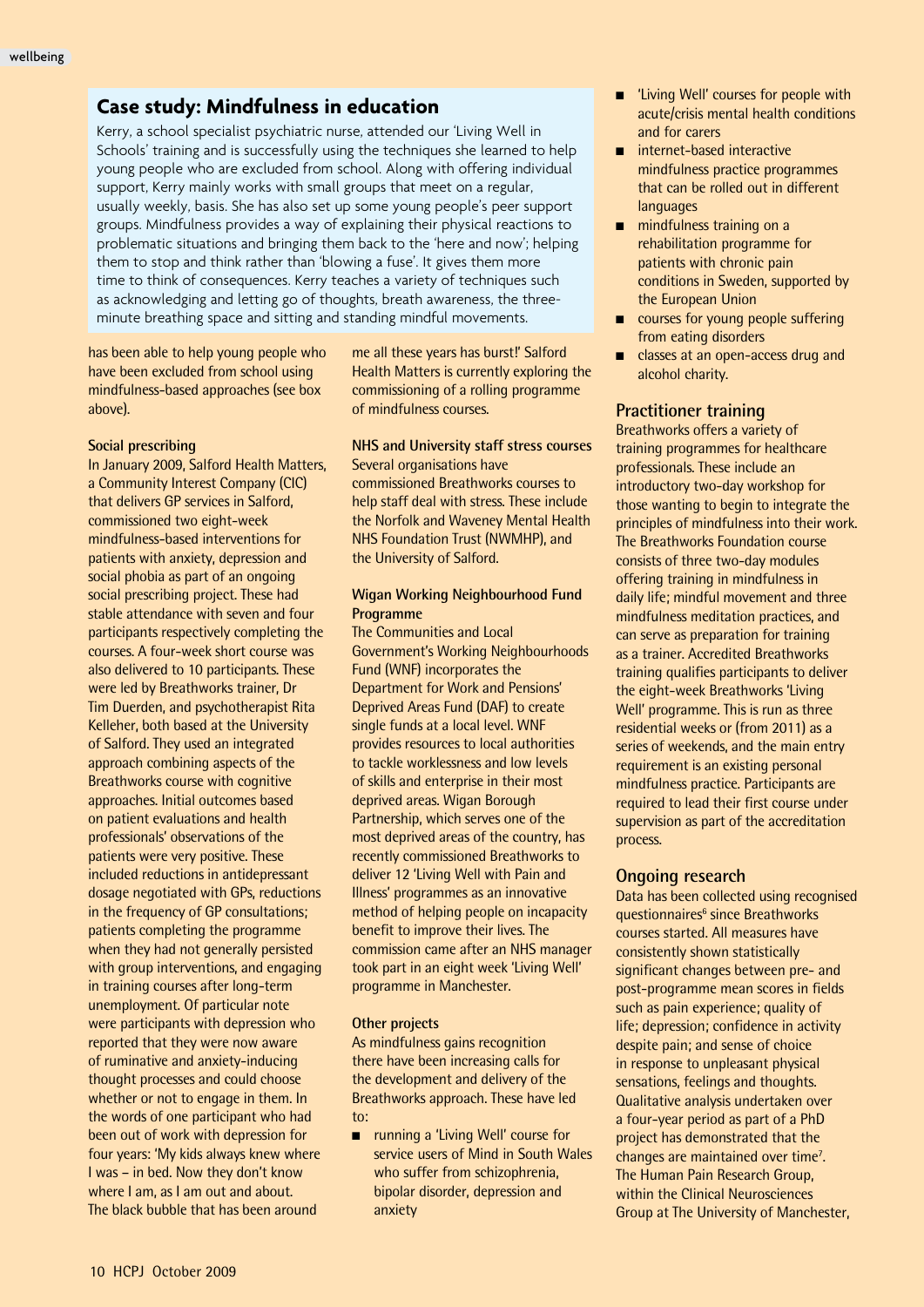## Case study: Mindfulness in education

Kerry, a school specialist psychiatric nurse, attended our 'Living Well in Schools' training and is successfully using the techniques she learned to help young people who are excluded from school. Along with offering individual support, Kerry mainly works with small groups that meet on a regular, usually weekly, basis. She has also set up some young people's peer support groups. Mindfulness provides a way of explaining their physical reactions to problematic situations and bringing them back to the 'here and now'; helping them to stop and think rather than 'blowing a fuse'. It gives them more time to think of consequences. Kerry teaches a variety of techniques such as acknowledging and letting go of thoughts, breath awareness, the three-minute breathing space and sitting and standing mindful movements.

has been able to help young people who have been excluded from school using mindfulness-based approaches (see box above).

### Social prescribing

In January 2009, Salford Health Matters, a Community Interest Company (CIC) that delivers GP services in Salford, commissioned two eight-week mindfulness-based interventions for patients with anxiety, depression and social phobia as part of an ongoing social prescribing project. These had stable attendance with seven and four participants respectively completing the courses. A four-week short course was also delivered to 10 participants. These were led by Breathworks trainer, Dr Tim Duerden, and psychotherapist Rita Kelleher, both based at the University of Salford. They used an integrated approach combining aspects of the Breathworks course with cognitive approaches. Initial outcomes based on patient evaluations and health professionals' observations of the patients were very positive. These included reductions in antidepressant dosage negotiated with GPs, reductions in the frequency of GP consultations; patients completing the programme when they had not generally persisted with group interventions, and engaging in training courses after long-term unemployment. Of particular note were participants with depression who reported that they were now aware of ruminative and anxiety-inducing thought processes and could choose whether or not to engage in them. In the words of one participant who had been out of work with depression for four years: 'My kids always knew where I was – in bed. Now they don't know where I am, as I am out and about. The black bubble that has been around me all these years has burst!' Salford Health Matters is currently exploring the commissioning of a rolling programme of mindfulness courses.

### NHS and University staff stress courses

Several organisations have commissioned Breathworks courses to help staff deal with stress. These include the Norfolk and Waveney Mental Health NHS Foundation Trust (NWMHP), and the University of Salford.

### Wigan Working Neighbourhood Fund Programme

The Communities and Local Government's Working Neighbourhoods Fund (WNF) incorporates the Department for Work and Pensions' Deprived Areas Fund (DAF) to create single funds at a local level. WNF provides resources to local authorities to tackle worklessness and low levels of skills and enterprise in their most deprived areas. Wigan Borough Partnership, which serves one of the most deprived areas of the country, has recently commissioned Breathworks to deliver 12 'Living Well with Pain and Illness' programmes as an innovative method of helping people on incapacity benefit to improve their lives. The commission came after an NHS manager took part in an eight week 'Living Well' programme in Manchester.

### Other projects

As mindfulness gains recognition there have been increasing calls for the development and delivery of the Breathworks approach. These have led to:

- running a 'Living Well' course for service users of Mind in South Wales who suffer from schizophrenia, bipolar disorder, depression and anxiety
- 'Living Well' courses for people with acute/crisis mental health conditions and for carers
- internet-based interactive mindfulness practice programmes that can be rolled out in different languages
- mindfulness training on a rehabilitation programme for patients with chronic pain conditions in Sweden, supported by the European Union
- courses for young people suffering from eating disorders
- classes at an open-access drug and alcohol charity.

## Practitioner training

Breathworks offers a variety of training programmes for healthcare professionals. These include an introductory two-day workshop for those wanting to begin to integrate the principles of mindfulness into their work. The Breathworks Foundation course consists of three two-day modules offering training in mindfulness in daily life; mindful movement and three mindfulness meditation practices, and can serve as preparation for training as a trainer. Accredited Breathworks training qualifies participants to deliver the eight-week Breathworks 'Living Well' programme. This is run as three residential weeks or (from 2011) as a series of weekends, and the main entry requirement is an existing personal mindfulness practice. Participants are required to lead their first course under supervision as part of the accreditation process.

## Ongoing research

Data has been collected using recognised questionnaires[6] since Breathworks courses started. All measures have consistently shown statistically significant changes between pre- and post-programme mean scores in fields such as pain experience; quality of life; depression; confidence in activity despite pain; and sense of choice in response to unpleasant physical sensations, feelings and thoughts. Qualitative analysis undertaken over a four-year period as part of a PhD project has demonstrated that the changes are maintained over time[7]. The Human Pain Research Group, within the Clinical Neurosciences Group at The University of Manchester,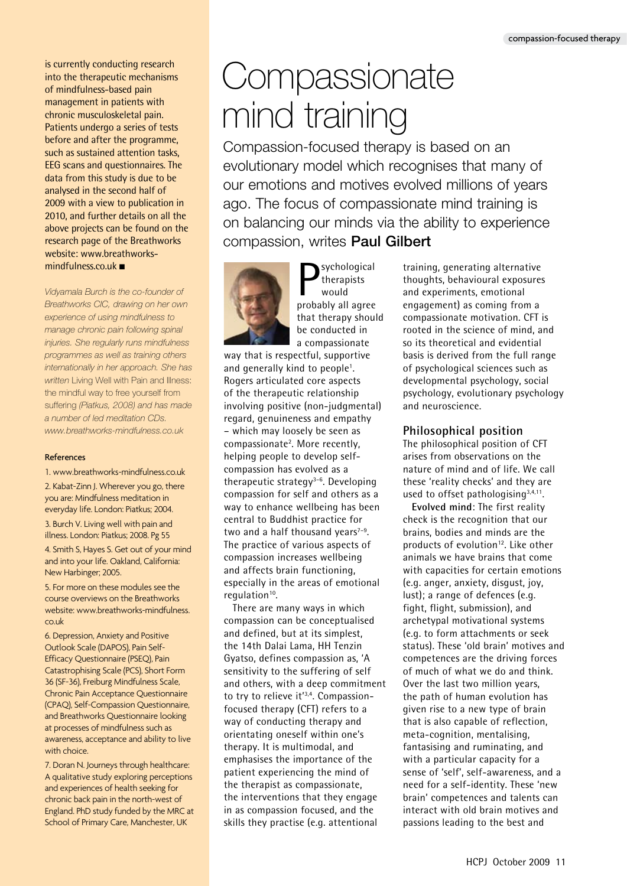is currently conducting research into the therapeutic mechanisms of mindfulness-based pain management in patients with chronic musculoskeletal pain. Patients undergo a series of tests before and after the programme, such as sustained attention tasks, EEG scans and questionnaires. The data from this study is due to be analysed in the second half of 2009 with a view to publication in 2010, and further details on all the above projects can be found on the research page of the Breathworks website: www.breathworks-mindfulness.co.uk ■

*Vidyamala Burch is the co-founder of Breathworks CIC, drawing on her own experience of using mindfulness to manage chronic pain following spinal injuries. She regularly runs mindfulness programmes as well as training others internationally in her approach. She has written* Living Well with Pain and Illness: the mindful way to free yourself from suffering *(Piatkus, 2008) and has made a number of led meditation CDs. www.breathworks-mindfulness.co.uk*

#### References

1. www.breathworks-mindfulness.co.uk
2. Kabat-Zinn J. Wherever you go, there you are: Mindfulness meditation in everyday life. London: Piatkus; 2004.
3. Burch V. Living well with pain and illness. London: Piatkus; 2008. Pg 55
4. Smith S, Hayes S. Get out of your mind and into your life. Oakland, California: New Harbinger; 2005.
5. For more on these modules see the course overviews on the Breathworks website: www.breathworks-mindfulness.co.uk
6. Depression, Anxiety and Positive Outlook Scale (DAPOS), Pain Self-Efficacy Questionnaire (PSEQ), Pain Catastrophising Scale (PCS), Short Form 36 (SF-36), Freiburg Mindfulness Scale, Chronic Pain Acceptance Questionnaire (CPAQ), Self-Compassion Questionnaire, and Breathworks Questionnaire looking at processes of mindfulness such as awareness, acceptance and ability to live with choice.
7. Doran N. Journeys through healthcare: A qualitative study exploring perceptions and experiences of health seeking for chronic back pain in the north-west of England. PhD study funded by the MRC at School of Primary Care, Manchester, UK

# Compassionate mind training

Compassion-focused therapy is based on an evolutionary model which recognises that many of our emotions and motives evolved millions of years ago. The focus of compassionate mind training is on balancing our minds via the ability to experience compassion, writes **Paul Gilbert**

Psychological therapists would probably all agree that therapy should be conducted in a compassionate way that is respectful, supportive and generally kind to people[1]. Rogers articulated core aspects of the therapeutic relationship involving positive (non-judgmental) regard, genuineness and empathy – which may loosely be seen as compassionate[2]. More recently, helping people to develop self-compassion has evolved as a therapeutic strategy[3–6]. Developing compassion for self and others as a way to enhance wellbeing has been central to Buddhist practice for two and a half thousand years[7–9]. The practice of various aspects of compassion increases wellbeing and affects brain functioning, especially in the areas of emotional regulation[10].

There are many ways in which compassion can be conceptualised and defined, but at its simplest, the 14th Dalai Lama, HH Tenzin Gyatso, defines compassion as, 'A sensitivity to the suffering of self and others, with a deep commitment to try to relieve it'[3,4]. Compassion-focused therapy (CFT) refers to a way of conducting therapy and orientating oneself within one's therapy. It is multimodal, and emphasises the importance of the patient experiencing the mind of the therapist as compassionate, the interventions that they engage in as compassion focused, and the skills they practise (e.g. attentional training, generating alternative thoughts, behavioural exposures and experiments, emotional engagement) as coming from a compassionate motivation. CFT is rooted in the science of mind, and so its theoretical and evidential basis is derived from the full range of psychological sciences such as developmental psychology, social psychology, evolutionary psychology and neuroscience.

## Philosophical position

The philosophical position of CFT arises from observations on the nature of mind and of life. We call these 'reality checks' and they are used to offset pathologising[3,4,11].

**Evolved mind**: The first reality check is the recognition that our brains, bodies and minds are the products of evolution[12]. Like other animals we have brains that come with capacities for certain emotions (e.g. anger, anxiety, disgust, joy, lust); a range of defences (e.g. fight, flight, submission), and archetypal motivational systems (e.g. to form attachments or seek status). These 'old brain' motives and competences are the driving forces of much of what we do and think. Over the last two million years, the path of human evolution has given rise to a new type of brain that is also capable of reflection, meta-cognition, mentalising, fantasising and ruminating, and with a particular capacity for a sense of 'self', self-awareness, and a need for a self-identity. These 'new brain' competences and talents can interact with old brain motives and passions leading to the best and